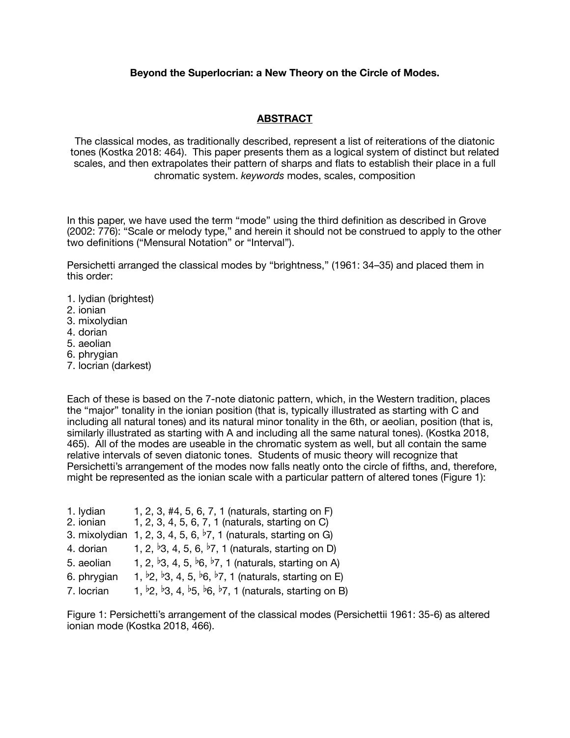**Beyond the Superlocrian: a New Theory on the Circle of Modes.**

## ABSTRACT

The classical modes, as traditionally described, represent a list of reiterations of the diatonic tones (Kostka 2018: 464). This paper presents them as a logical system of distinct but related scales, and then extrapolates their pattern of sharps and flats to establish their place in a full chromatic system. *keywords* modes, scales, composition

In this paper, we have used the term "mode" using the third definition as described in Grove (2002: 776): "Scale or melody type," and herein it should not be construed to apply to the other two definitions ("Mensural Notation" or "Interval").

Persichetti arranged the classical modes by "brightness," (1961: 34–35) and placed them in this order:

1. lydian (brightest)
2. ionian
3. mixolydian
4. dorian
5. aeolian
6. phrygian
7. locrian (darkest)

Each of these is based on the 7-note diatonic pattern, which, in the Western tradition, places the "major" tonality in the ionian position (that is, typically illustrated as starting with C and including all natural tones) and its natural minor tonality in the 6th, or aeolian, position (that is, similarly illustrated as starting with A and including all the same natural tones). (Kostka 2018, 465). All of the modes are useable in the chromatic system as well, but all contain the same relative intervals of seven diatonic tones. Students of music theory will recognize that Persichetti's arrangement of the modes now falls neatly onto the circle of fifths, and, therefore, might be represented as the ionian scale with a particular pattern of altered tones (Figure 1):

1. lydian 1, 2, 3, #4, 5, 6, 7, 1 (naturals, starting on F)
2. ionian 1, 2, 3, 4, 5, 6, 7, 1 (naturals, starting on C)
3. mixolydian 1, 2, 3, 4, 5, 6, ♭7, 1 (naturals, starting on G)
4. dorian 1, 2, ♭3, 4, 5, 6, ♭7, 1 (naturals, starting on D)
5. aeolian 1, 2, ♭3, 4, 5, ♭6, ♭7, 1 (naturals, starting on A)
6. phrygian 1, ♭2, ♭3, 4, 5, ♭6, ♭7, 1 (naturals, starting on E)
7. locrian 1, ♭2, ♭3, 4, ♭5, ♭6, ♭7, 1 (naturals, starting on B)

Figure 1: Persichetti's arrangement of the classical modes (Persichettii 1961: 35-6) as altered ionian mode (Kostka 2018, 466).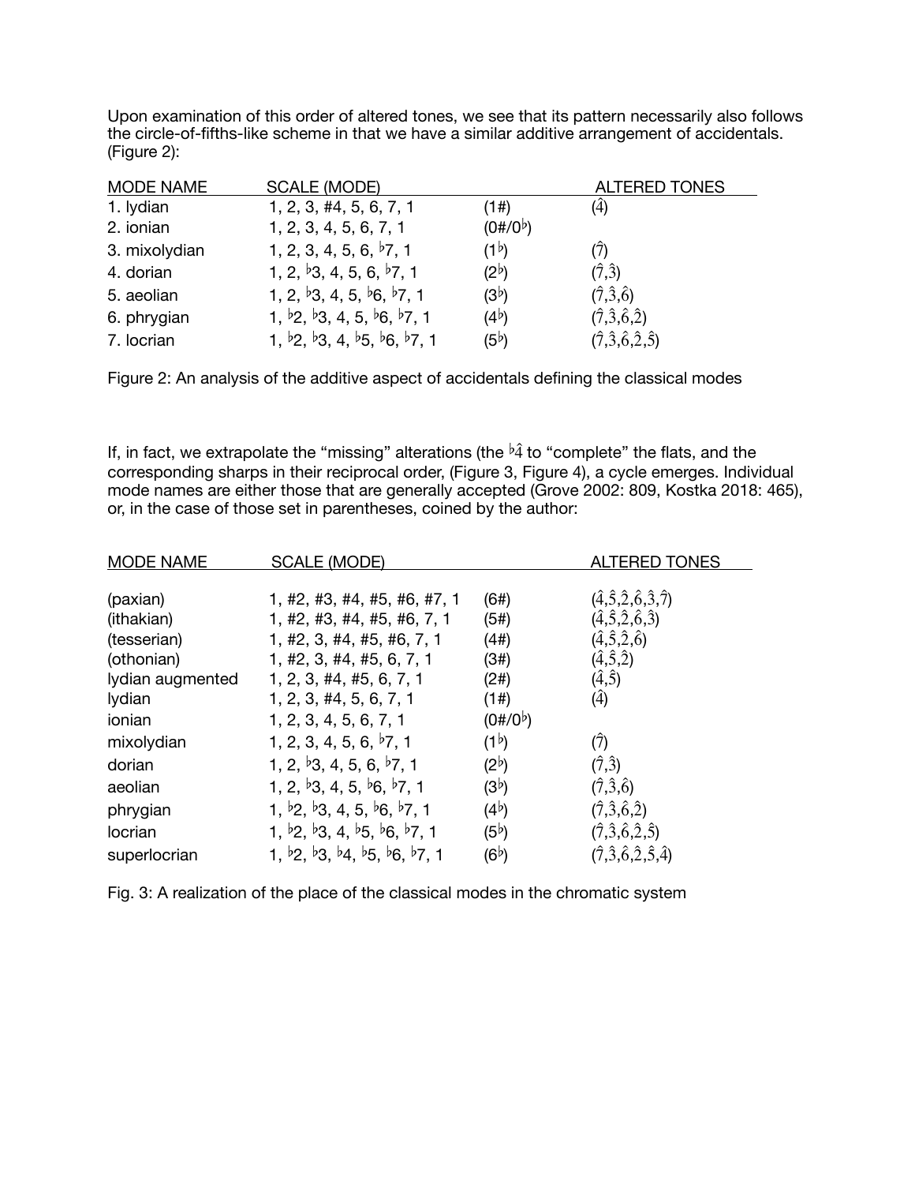Upon examination of this order of altered tones, we see that its pattern necessarily also follows the circle-of-fifths-like scheme in that we have a similar additive arrangement of accidentals. (Figure 2):

| MODE NAME | SCALE (MODE) | | ALTERED TONES |
|---|---|---|---|
| 1. lydian | 1, 2, 3, #4, 5, 6, 7, 1 | (1#) | ($\hat{4}$) |
| 2. ionian | 1, 2, 3, 4, 5, 6, 7, 1 | (0#/0♭) | |
| 3. mixolydian | 1, 2, 3, 4, 5, 6, ♭7, 1 | (1♭) | ($\hat{7}$) |
| 4. dorian | 1, 2, ♭3, 4, 5, 6, ♭7, 1 | (2♭) | ($\hat{7}$,$\hat{3}$) |
| 5. aeolian | 1, 2, ♭3, 4, 5, ♭6, ♭7, 1 | (3♭) | ($\hat{7}$,$\hat{3}$,$\hat{6}$) |
| 6. phrygian | 1, ♭2, ♭3, 4, 5, ♭6, ♭7, 1 | (4♭) | ($\hat{7}$,$\hat{3}$,$\hat{6}$,$\hat{2}$) |
| 7. locrian | 1, ♭2, ♭3, 4, ♭5, ♭6, ♭7, 1 | (5♭) | ($\hat{7}$,$\hat{3}$,$\hat{6}$,$\hat{2}$,$\hat{5}$) |

Figure 2: An analysis of the additive aspect of accidentals defining the classical modes

If, in fact, we extrapolate the "missing" alterations (the ♭$\hat{4}$ to "complete" the flats, and the corresponding sharps in their reciprocal order, (Figure 3, Figure 4), a cycle emerges. Individual mode names are either those that are generally accepted (Grove 2002: 809, Kostka 2018: 465), or, in the case of those set in parentheses, coined by the author:

| MODE NAME | SCALE (MODE) | | ALTERED TONES |
|---|---|---|---|
| (paxian) | 1, #2, #3, #4, #5, #6, #7, 1 | (6#) | ($\hat{4}$,$\hat{5}$,$\hat{2}$,$\hat{6}$,$\hat{3}$,$\hat{7}$) |
| (ithakian) | 1, #2, #3, #4, #5, #6, 7, 1 | (5#) | ($\hat{4}$,$\hat{5}$,$\hat{2}$,$\hat{6}$,$\hat{3}$) |
| (tesserian) | 1, #2, 3, #4, #5, #6, 7, 1 | (4#) | ($\hat{4}$,$\hat{5}$,$\hat{2}$,$\hat{6}$) |
| (othonian) | 1, #2, 3, #4, #5, 6, 7, 1 | (3#) | ($\hat{4}$,$\hat{5}$,$\hat{2}$) |
| lydian augmented | 1, 2, 3, #4, #5, 6, 7, 1 | (2#) | ($\hat{4}$,$\hat{5}$) |
| lydian | 1, 2, 3, #4, 5, 6, 7, 1 | (1#) | ($\hat{4}$) |
| ionian | 1, 2, 3, 4, 5, 6, 7, 1 | (0#/0♭) | |
| mixolydian | 1, 2, 3, 4, 5, 6, ♭7, 1 | (1♭) | ($\hat{7}$) |
| dorian | 1, 2, ♭3, 4, 5, 6, ♭7, 1 | (2♭) | ($\hat{7}$,$\hat{3}$) |
| aeolian | 1, 2, ♭3, 4, 5, ♭6, ♭7, 1 | (3♭) | ($\hat{7}$,$\hat{3}$,$\hat{6}$) |
| phrygian | 1, ♭2, ♭3, 4, 5, ♭6, ♭7, 1 | (4♭) | ($\hat{7}$,$\hat{3}$,$\hat{6}$,$\hat{2}$) |
| locrian | 1, ♭2, ♭3, 4, ♭5, ♭6, ♭7, 1 | (5♭) | ($\hat{7}$,$\hat{3}$,$\hat{6}$,$\hat{2}$,$\hat{5}$) |
| superlocrian | 1, ♭2, ♭3, ♭4, ♭5, ♭6, ♭7, 1 | (6♭) | ($\hat{7}$,$\hat{3}$,$\hat{6}$,$\hat{2}$,$\hat{5}$,$\hat{4}$) |

Fig. 3: A realization of the place of the classical modes in the chromatic system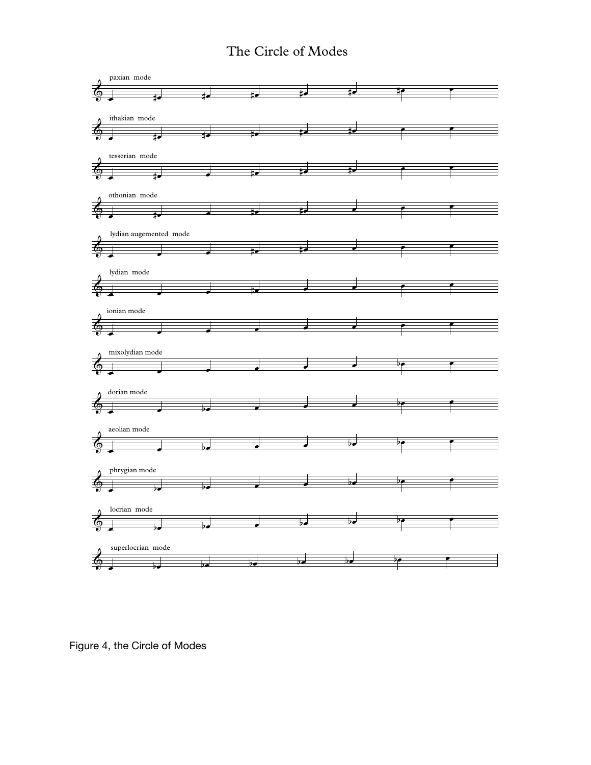# The Circle of Modes

paxian mode

ithakian mode

tesserian mode

othonian mode

lydian augemented mode

lydian mode

ionian mode

mixolydian mode

dorian mode

aeolian mode

phrygian mode

locrian mode

superlocrian mode

Figure 4, the Circle of Modes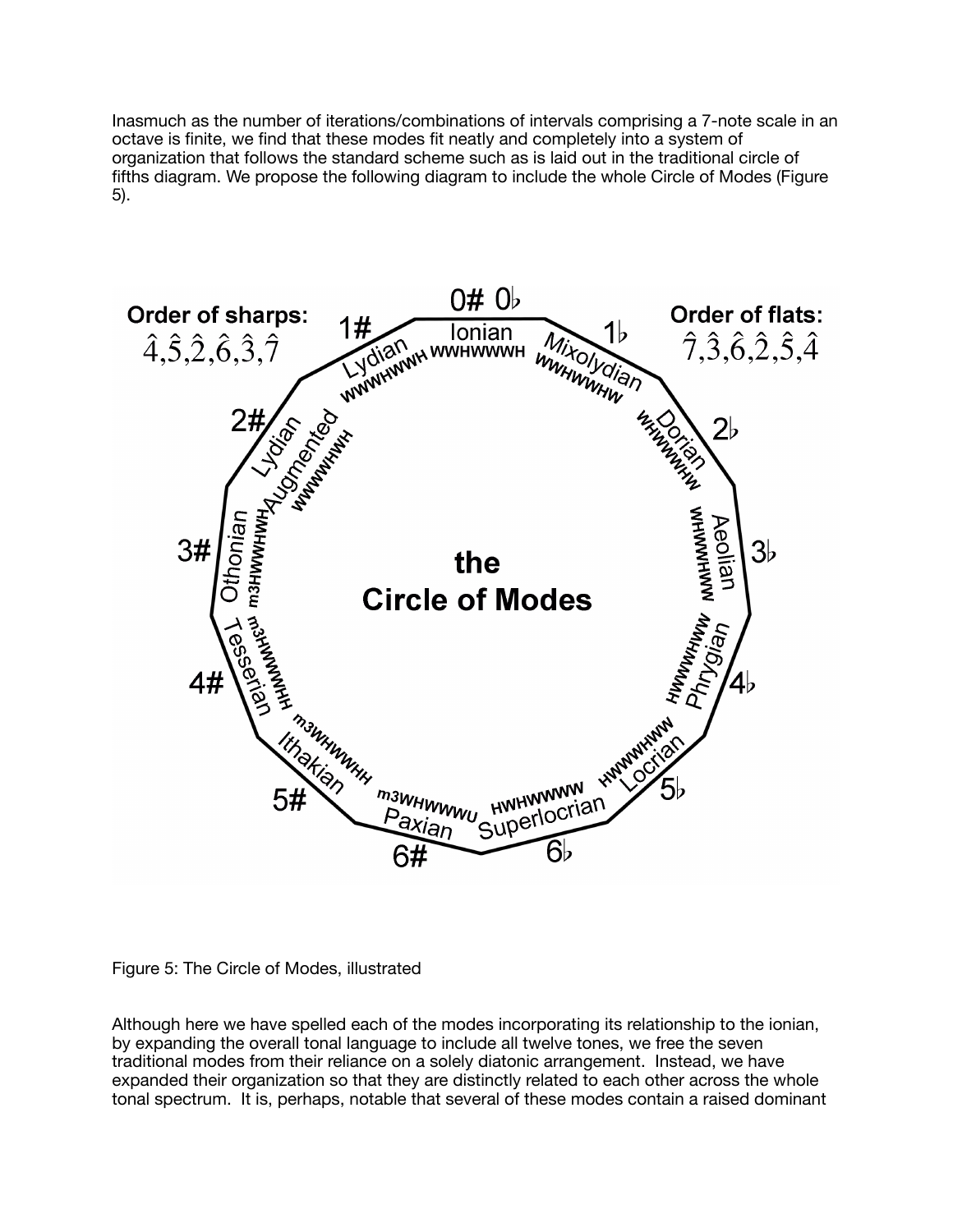Inasmuch as the number of iterations/combinations of intervals comprising a 7-note scale in an octave is finite, we find that these modes fit neatly and completely into a system of organization that follows the standard scheme such as is laid out in the traditional circle of fifths diagram. We propose the following diagram to include the whole Circle of Modes (Figure 5).

**the Circle of Modes**

**Order of sharps:** $\hat{4}, \hat{5}, \hat{2}, \hat{6}, \hat{3}, \hat{7}$

**Order of flats:** $\hat{7}, \hat{3}, \hat{6}, \hat{2}, \hat{5}, \hat{4}$

| Key signature | Mode | Intervals |
|---|---|---|
| 0# 0♭ | Ionian | WWHWWWH |
| 1# | Lydian | WWWHWWH |
| 2# | Lydian Augmented | WWWWHWH |
| 3# | Othonian | m3HWWHWH |
| 4# | Tesserian | m3HWWWHH |
| 5# | Ithakian | m3WHWWWHH |
| 6# | Paxian | m3WHWWWU |
| 6♭ | Superlocrian | HWHWWWW |
| 5♭ | Locrian | HWWHWWW |
| 4♭ | Phrygian | HWWWHWW |
| 3♭ | Aeolian | WHWWHWW |
| 2♭ | Dorian | WHWWWHW |
| 1♭ | Mixolydian | WWHWWHW |

Figure 5: The Circle of Modes, illustrated

Although here we have spelled each of the modes incorporating its relationship to the ionian, by expanding the overall tonal language to include all twelve tones, we free the seven traditional modes from their reliance on a solely diatonic arrangement. Instead, we have expanded their organization so that they are distinctly related to each other across the whole tonal spectrum. It is, perhaps, notable that several of these modes contain a raised dominant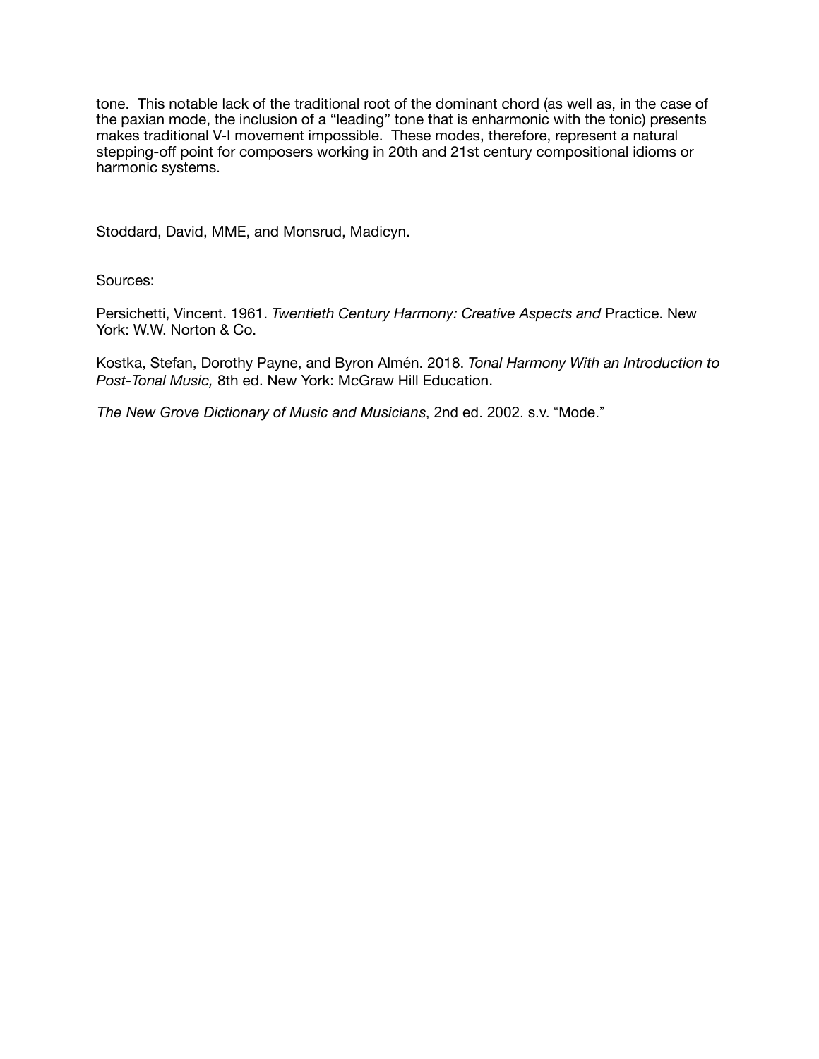tone. This notable lack of the traditional root of the dominant chord (as well as, in the case of the paxian mode, the inclusion of a "leading" tone that is enharmonic with the tonic) presents makes traditional V-I movement impossible. These modes, therefore, represent a natural stepping-off point for composers working in 20th and 21st century compositional idioms or harmonic systems.

Stoddard, David, MME, and Monsrud, Madicyn.

Sources:

Persichetti, Vincent. 1961. *Twentieth Century Harmony: Creative Aspects and* Practice. New York: W.W. Norton & Co.

Kostka, Stefan, Dorothy Payne, and Byron Almén. 2018. *Tonal Harmony With an Introduction to Post-Tonal Music,* 8th ed. New York: McGraw Hill Education.

*The New Grove Dictionary of Music and Musicians*, 2nd ed. 2002. s.v. "Mode."